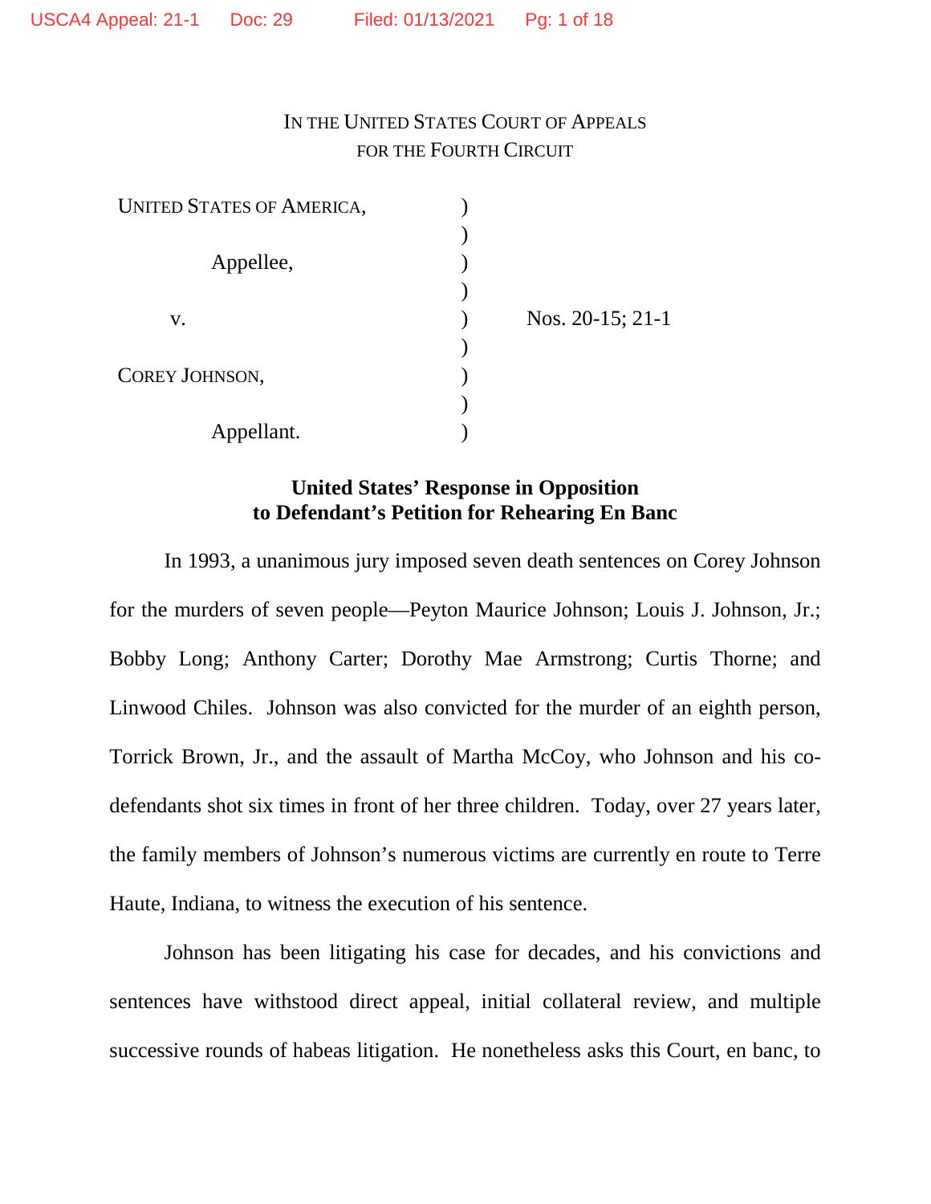IN THE UNITED STATES COURT OF APPEALS
FOR THE FOURTH CIRCUIT

| | | |
|---|---|---|
| UNITED STATES OF AMERICA, | ) | |
| | ) | |
| Appellee, | ) | |
| | ) | |
| v. | ) | Nos. 20-15; 21-1 |
| | ) | |
| COREY JOHNSON, | ) | |
| | ) | |
| Appellant. | ) | |

**United States' Response in Opposition to Defendant's Petition for Rehearing En Banc**

In 1993, a unanimous jury imposed seven death sentences on Corey Johnson for the murders of seven people—Peyton Maurice Johnson; Louis J. Johnson, Jr.; Bobby Long; Anthony Carter; Dorothy Mae Armstrong; Curtis Thorne; and Linwood Chiles. Johnson was also convicted for the murder of an eighth person, Torrick Brown, Jr., and the assault of Martha McCoy, who Johnson and his co-defendants shot six times in front of her three children. Today, over 27 years later, the family members of Johnson's numerous victims are currently en route to Terre Haute, Indiana, to witness the execution of his sentence.

Johnson has been litigating his case for decades, and his convictions and sentences have withstood direct appeal, initial collateral review, and multiple successive rounds of habeas litigation. He nonetheless asks this Court, en banc, to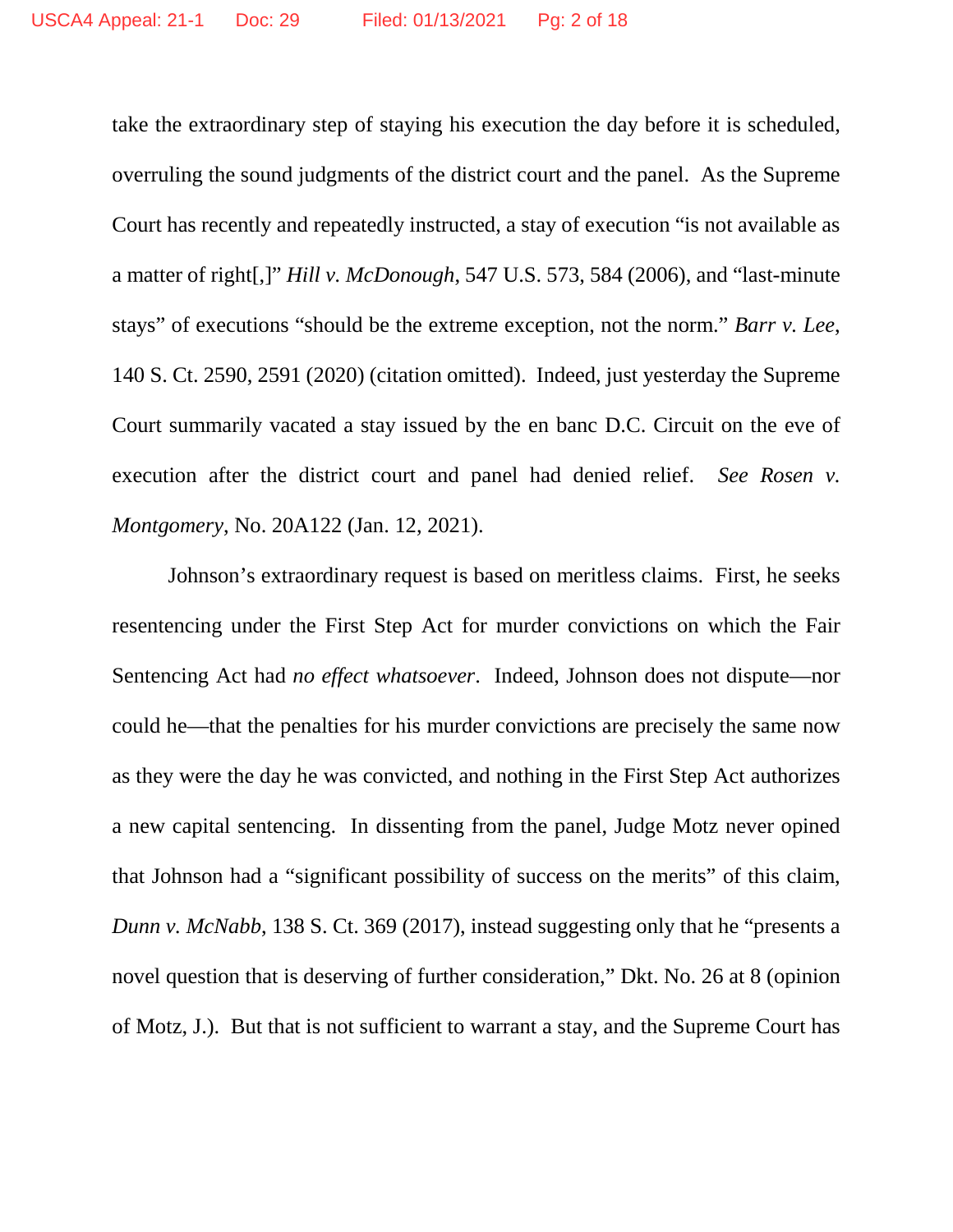take the extraordinary step of staying his execution the day before it is scheduled, overruling the sound judgments of the district court and the panel. As the Supreme Court has recently and repeatedly instructed, a stay of execution "is not available as a matter of right[,]" *Hill v. McDonough*, 547 U.S. 573, 584 (2006), and "last-minute stays" of executions "should be the extreme exception, not the norm." *Barr v. Lee*, 140 S. Ct. 2590, 2591 (2020) (citation omitted). Indeed, just yesterday the Supreme Court summarily vacated a stay issued by the en banc D.C. Circuit on the eve of execution after the district court and panel had denied relief. *See Rosen v. Montgomery*, No. 20A122 (Jan. 12, 2021).

Johnson's extraordinary request is based on meritless claims. First, he seeks resentencing under the First Step Act for murder convictions on which the Fair Sentencing Act had *no effect whatsoever*. Indeed, Johnson does not dispute—nor could he—that the penalties for his murder convictions are precisely the same now as they were the day he was convicted, and nothing in the First Step Act authorizes a new capital sentencing. In dissenting from the panel, Judge Motz never opined that Johnson had a "significant possibility of success on the merits" of this claim, *Dunn v. McNabb*, 138 S. Ct. 369 (2017), instead suggesting only that he "presents a novel question that is deserving of further consideration," Dkt. No. 26 at 8 (opinion of Motz, J.). But that is not sufficient to warrant a stay, and the Supreme Court has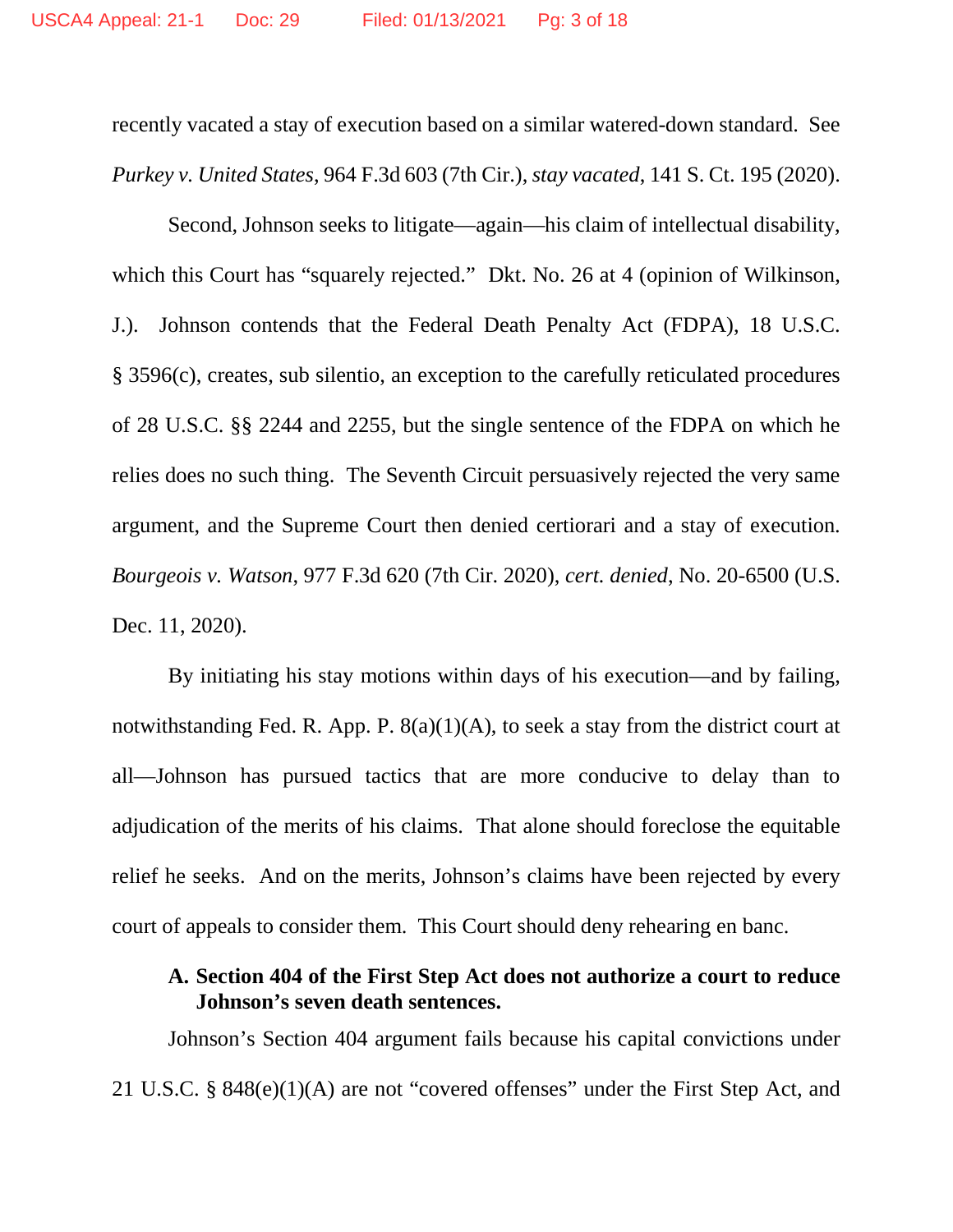recently vacated a stay of execution based on a similar watered-down standard. See *Purkey v. United States*, 964 F.3d 603 (7th Cir.), *stay vacated*, 141 S. Ct. 195 (2020).

Second, Johnson seeks to litigate—again—his claim of intellectual disability, which this Court has "squarely rejected." Dkt. No. 26 at 4 (opinion of Wilkinson, J.). Johnson contends that the Federal Death Penalty Act (FDPA), 18 U.S.C. § 3596(c), creates, sub silentio, an exception to the carefully reticulated procedures of 28 U.S.C. §§ 2244 and 2255, but the single sentence of the FDPA on which he relies does no such thing. The Seventh Circuit persuasively rejected the very same argument, and the Supreme Court then denied certiorari and a stay of execution. *Bourgeois v. Watson*, 977 F.3d 620 (7th Cir. 2020), *cert. denied*, No. 20-6500 (U.S. Dec. 11, 2020).

By initiating his stay motions within days of his execution—and by failing, notwithstanding Fed. R. App. P. 8(a)(1)(A), to seek a stay from the district court at all—Johnson has pursued tactics that are more conducive to delay than to adjudication of the merits of his claims. That alone should foreclose the equitable relief he seeks. And on the merits, Johnson's claims have been rejected by every court of appeals to consider them. This Court should deny rehearing en banc.

### A. Section 404 of the First Step Act does not authorize a court to reduce Johnson's seven death sentences.

Johnson's Section 404 argument fails because his capital convictions under 21 U.S.C. § 848(e)(1)(A) are not "covered offenses" under the First Step Act, and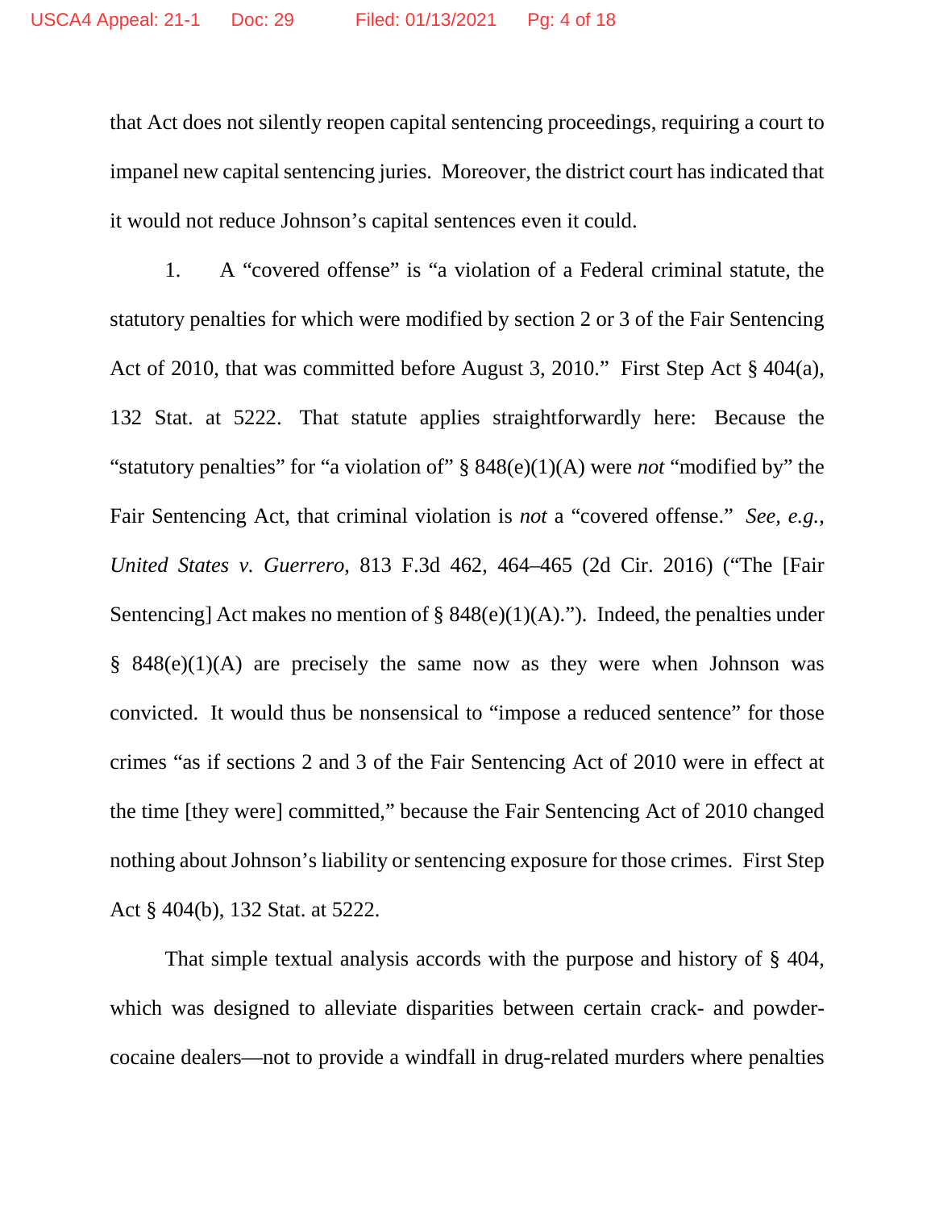that Act does not silently reopen capital sentencing proceedings, requiring a court to impanel new capital sentencing juries. Moreover, the district court has indicated that it would not reduce Johnson's capital sentences even it could.

1. A "covered offense" is "a violation of a Federal criminal statute, the statutory penalties for which were modified by section 2 or 3 of the Fair Sentencing Act of 2010, that was committed before August 3, 2010." First Step Act § 404(a), 132 Stat. at 5222. That statute applies straightforwardly here: Because the "statutory penalties" for "a violation of" § 848(e)(1)(A) were *not* "modified by" the Fair Sentencing Act, that criminal violation is *not* a "covered offense." *See, e.g.*, *United States v. Guerrero*, 813 F.3d 462, 464–465 (2d Cir. 2016) ("The [Fair Sentencing] Act makes no mention of § 848(e)(1)(A)."). Indeed, the penalties under § 848(e)(1)(A) are precisely the same now as they were when Johnson was convicted. It would thus be nonsensical to "impose a reduced sentence" for those crimes "as if sections 2 and 3 of the Fair Sentencing Act of 2010 were in effect at the time [they were] committed," because the Fair Sentencing Act of 2010 changed nothing about Johnson's liability or sentencing exposure for those crimes. First Step Act § 404(b), 132 Stat. at 5222.

That simple textual analysis accords with the purpose and history of § 404, which was designed to alleviate disparities between certain crack- and powder-cocaine dealers—not to provide a windfall in drug-related murders where penalties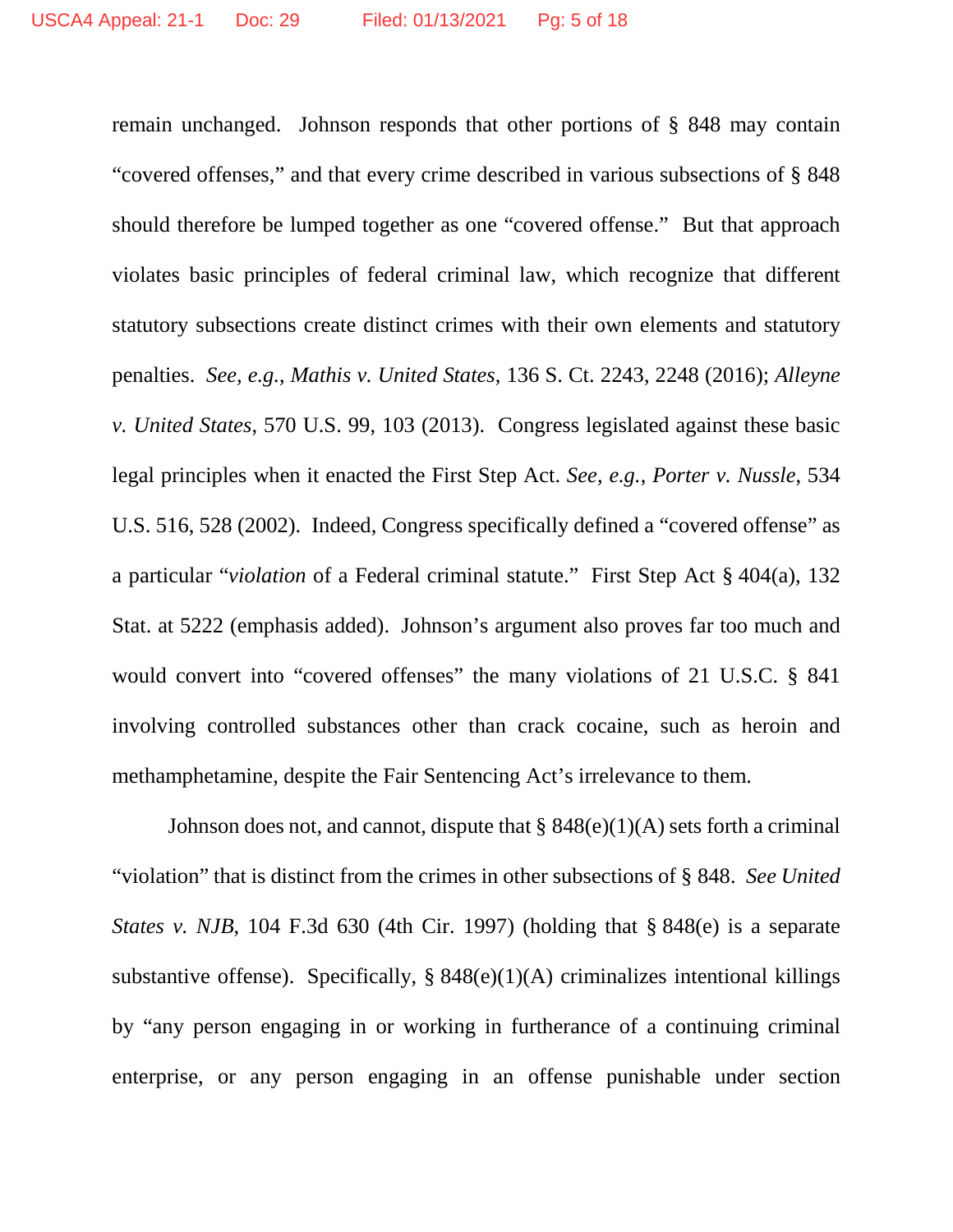remain unchanged. Johnson responds that other portions of § 848 may contain "covered offenses," and that every crime described in various subsections of § 848 should therefore be lumped together as one "covered offense." But that approach violates basic principles of federal criminal law, which recognize that different statutory subsections create distinct crimes with their own elements and statutory penalties. *See, e.g.*, *Mathis v. United States*, 136 S. Ct. 2243, 2248 (2016); *Alleyne v. United States*, 570 U.S. 99, 103 (2013). Congress legislated against these basic legal principles when it enacted the First Step Act. *See, e.g.*, *Porter v. Nussle*, 534 U.S. 516, 528 (2002). Indeed, Congress specifically defined a "covered offense" as a particular "*violation* of a Federal criminal statute." First Step Act § 404(a), 132 Stat. at 5222 (emphasis added). Johnson's argument also proves far too much and would convert into "covered offenses" the many violations of 21 U.S.C. § 841 involving controlled substances other than crack cocaine, such as heroin and methamphetamine, despite the Fair Sentencing Act's irrelevance to them.

Johnson does not, and cannot, dispute that § 848(e)(1)(A) sets forth a criminal "violation" that is distinct from the crimes in other subsections of § 848. *See United States v. NJB*, 104 F.3d 630 (4th Cir. 1997) (holding that § 848(e) is a separate substantive offense). Specifically, § 848(e)(1)(A) criminalizes intentional killings by "any person engaging in or working in furtherance of a continuing criminal enterprise, or any person engaging in an offense punishable under section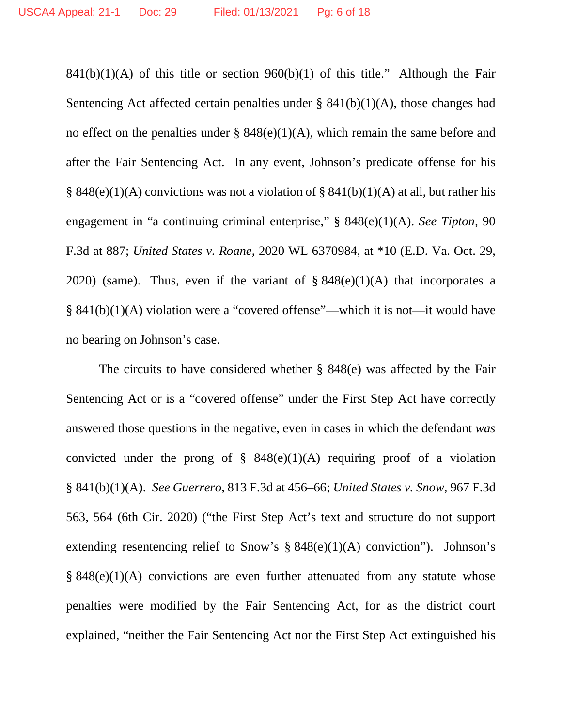841(b)(1)(A) of this title or section 960(b)(1) of this title." Although the Fair Sentencing Act affected certain penalties under § 841(b)(1)(A), those changes had no effect on the penalties under § 848(e)(1)(A), which remain the same before and after the Fair Sentencing Act. In any event, Johnson's predicate offense for his § 848(e)(1)(A) convictions was not a violation of § 841(b)(1)(A) at all, but rather his engagement in "a continuing criminal enterprise," § 848(e)(1)(A). *See Tipton*, 90 F.3d at 887; *United States v. Roane*, 2020 WL 6370984, at *10 (E.D. Va. Oct. 29, 2020) (same). Thus, even if the variant of § 848(e)(1)(A) that incorporates a § 841(b)(1)(A) violation were a "covered offense"—which it is not—it would have no bearing on Johnson's case.

The circuits to have considered whether § 848(e) was affected by the Fair Sentencing Act or is a "covered offense" under the First Step Act have correctly answered those questions in the negative, even in cases in which the defendant *was* convicted under the prong of § 848(e)(1)(A) requiring proof of a violation § 841(b)(1)(A). *See Guerrero*, 813 F.3d at 456–66; *United States v. Snow*, 967 F.3d 563, 564 (6th Cir. 2020) ("the First Step Act's text and structure do not support extending resentencing relief to Snow's § 848(e)(1)(A) conviction"). Johnson's § 848(e)(1)(A) convictions are even further attenuated from any statute whose penalties were modified by the Fair Sentencing Act, for as the district court explained, "neither the Fair Sentencing Act nor the First Step Act extinguished his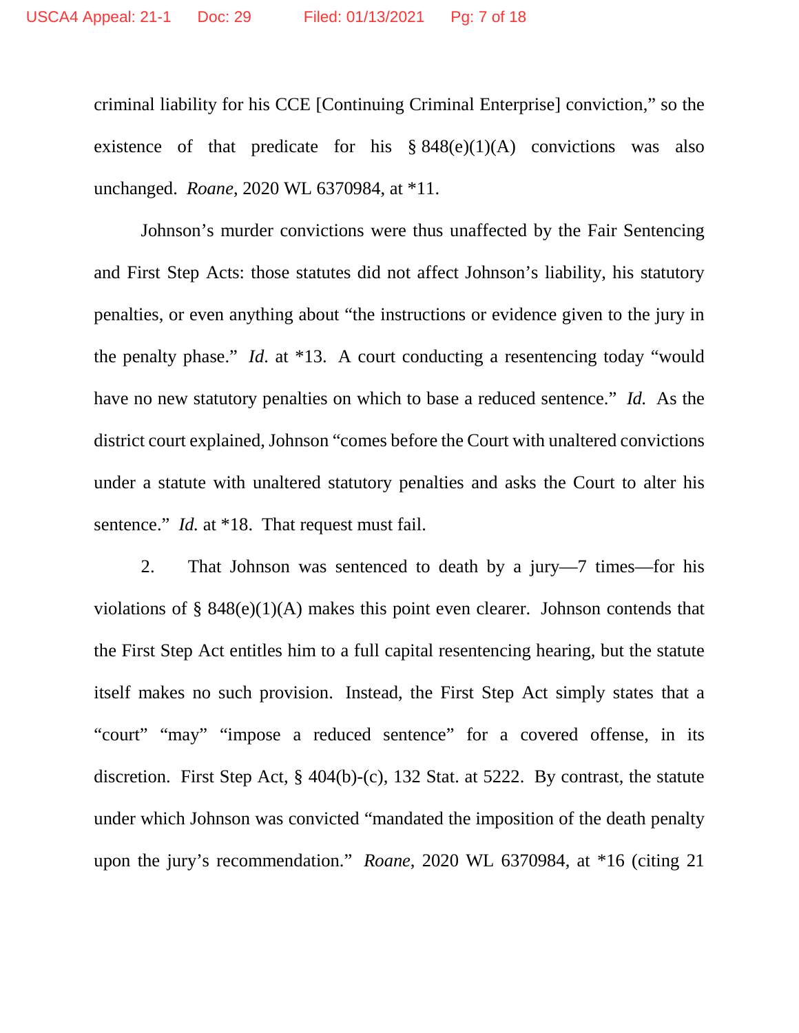criminal liability for his CCE [Continuing Criminal Enterprise] conviction," so the existence of that predicate for his § 848(e)(1)(A) convictions was also unchanged. *Roane*, 2020 WL 6370984, at *11.

Johnson's murder convictions were thus unaffected by the Fair Sentencing and First Step Acts: those statutes did not affect Johnson's liability, his statutory penalties, or even anything about "the instructions or evidence given to the jury in the penalty phase." *Id*. at *13. A court conducting a resentencing today "would have no new statutory penalties on which to base a reduced sentence." *Id.* As the district court explained, Johnson "comes before the Court with unaltered convictions under a statute with unaltered statutory penalties and asks the Court to alter his sentence." *Id.* at *18. That request must fail.

2. That Johnson was sentenced to death by a jury—7 times—for his violations of § 848(e)(1)(A) makes this point even clearer. Johnson contends that the First Step Act entitles him to a full capital resentencing hearing, but the statute itself makes no such provision. Instead, the First Step Act simply states that a "court" "may" "impose a reduced sentence" for a covered offense, in its discretion. First Step Act, § 404(b)-(c), 132 Stat. at 5222. By contrast, the statute under which Johnson was convicted "mandated the imposition of the death penalty upon the jury's recommendation." *Roane*, 2020 WL 6370984, at *16 (citing 21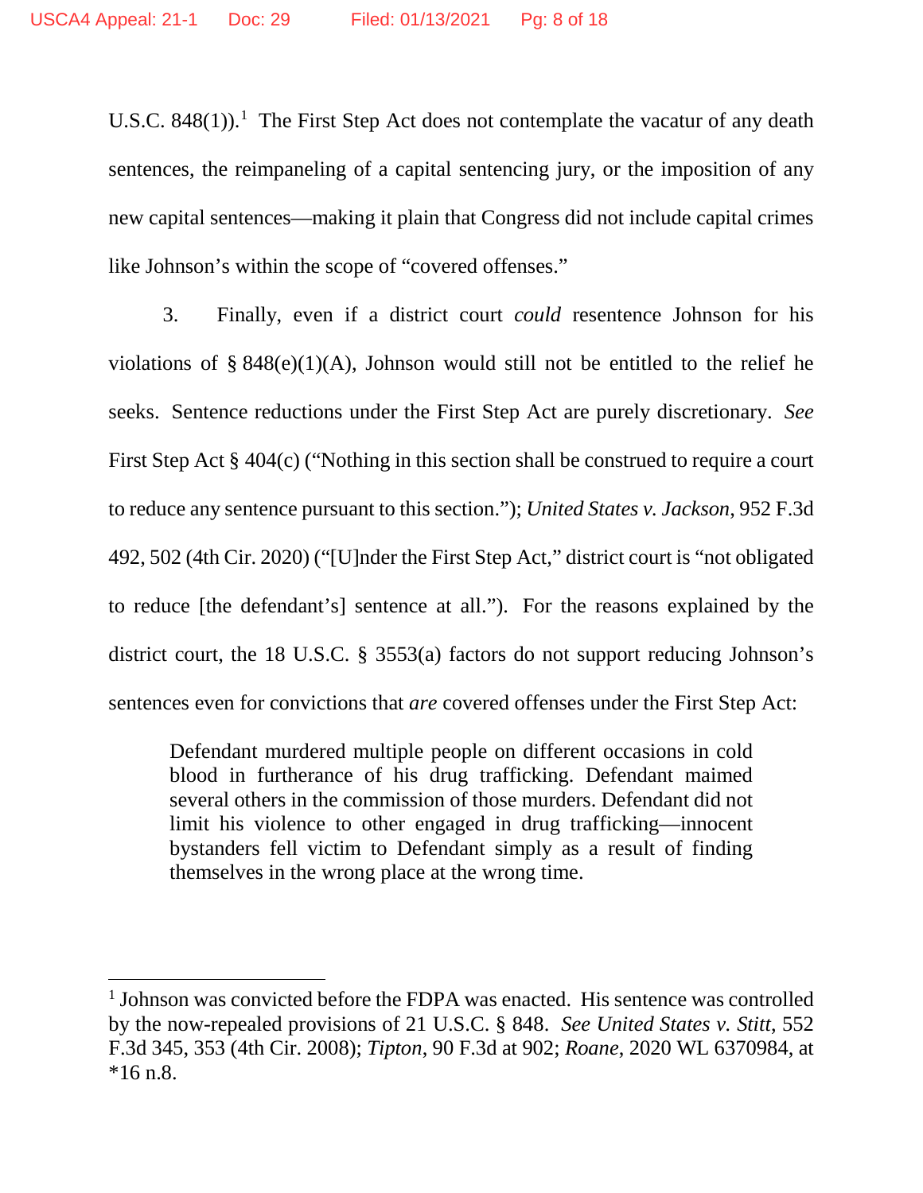U.S.C. 848(1)).[1] The First Step Act does not contemplate the vacatur of any death sentences, the reimpaneling of a capital sentencing jury, or the imposition of any new capital sentences—making it plain that Congress did not include capital crimes like Johnson's within the scope of "covered offenses."

3. Finally, even if a district court *could* resentence Johnson for his violations of § 848(e)(1)(A), Johnson would still not be entitled to the relief he seeks. Sentence reductions under the First Step Act are purely discretionary. *See* First Step Act § 404(c) ("Nothing in this section shall be construed to require a court to reduce any sentence pursuant to this section."); *United States v. Jackson*, 952 F.3d 492, 502 (4th Cir. 2020) ("[U]nder the First Step Act," district court is "not obligated to reduce [the defendant's] sentence at all."). For the reasons explained by the district court, the 18 U.S.C. § 3553(a) factors do not support reducing Johnson's sentences even for convictions that *are* covered offenses under the First Step Act:

> Defendant murdered multiple people on different occasions in cold blood in furtherance of his drug trafficking. Defendant maimed several others in the commission of those murders. Defendant did not limit his violence to other engaged in drug trafficking—innocent bystanders fell victim to Defendant simply as a result of finding themselves in the wrong place at the wrong time.

---

[1] Johnson was convicted before the FDPA was enacted. His sentence was controlled by the now-repealed provisions of 21 U.S.C. § 848. *See United States v. Stitt*, 552 F.3d 345, 353 (4th Cir. 2008); *Tipton*, 90 F.3d at 902; *Roane*, 2020 WL 6370984, at *16 n.8.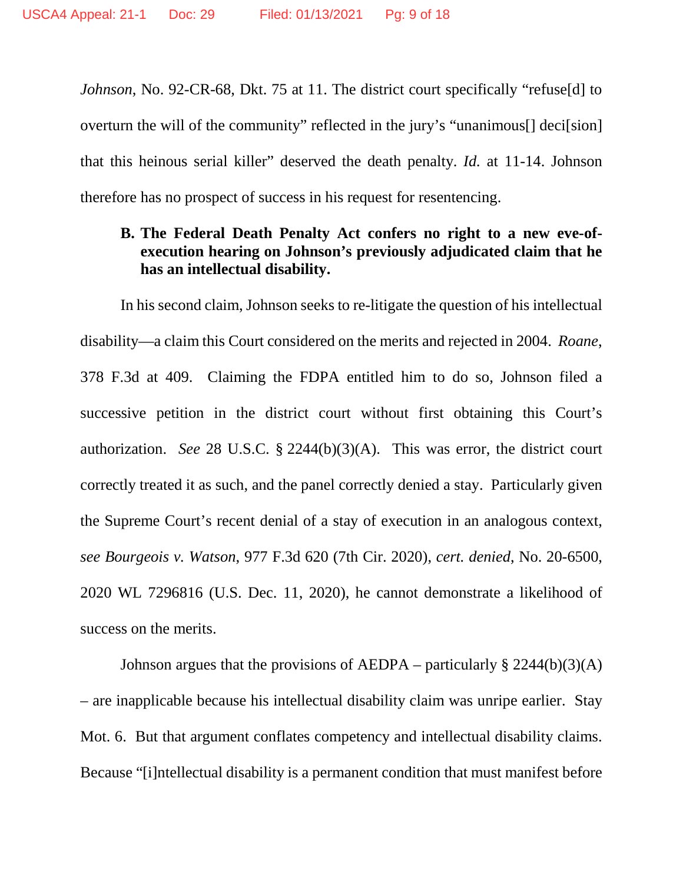*Johnson*, No. 92-CR-68, Dkt. 75 at 11. The district court specifically "refuse[d] to overturn the will of the community" reflected in the jury's "unanimous[] deci[sion] that this heinous serial killer" deserved the death penalty. *Id.* at 11-14. Johnson therefore has no prospect of success in his request for resentencing.

**B. The Federal Death Penalty Act confers no right to a new eve-of-execution hearing on Johnson's previously adjudicated claim that he has an intellectual disability.**

In his second claim, Johnson seeks to re-litigate the question of his intellectual disability—a claim this Court considered on the merits and rejected in 2004. *Roane*, 378 F.3d at 409. Claiming the FDPA entitled him to do so, Johnson filed a successive petition in the district court without first obtaining this Court's authorization. *See* 28 U.S.C. § 2244(b)(3)(A). This was error, the district court correctly treated it as such, and the panel correctly denied a stay. Particularly given the Supreme Court's recent denial of a stay of execution in an analogous context, *see Bourgeois v. Watson*, 977 F.3d 620 (7th Cir. 2020), *cert. denied*, No. 20-6500, 2020 WL 7296816 (U.S. Dec. 11, 2020), he cannot demonstrate a likelihood of success on the merits.

Johnson argues that the provisions of AEDPA – particularly § 2244(b)(3)(A) – are inapplicable because his intellectual disability claim was unripe earlier. Stay Mot. 6. But that argument conflates competency and intellectual disability claims. Because "[i]ntellectual disability is a permanent condition that must manifest before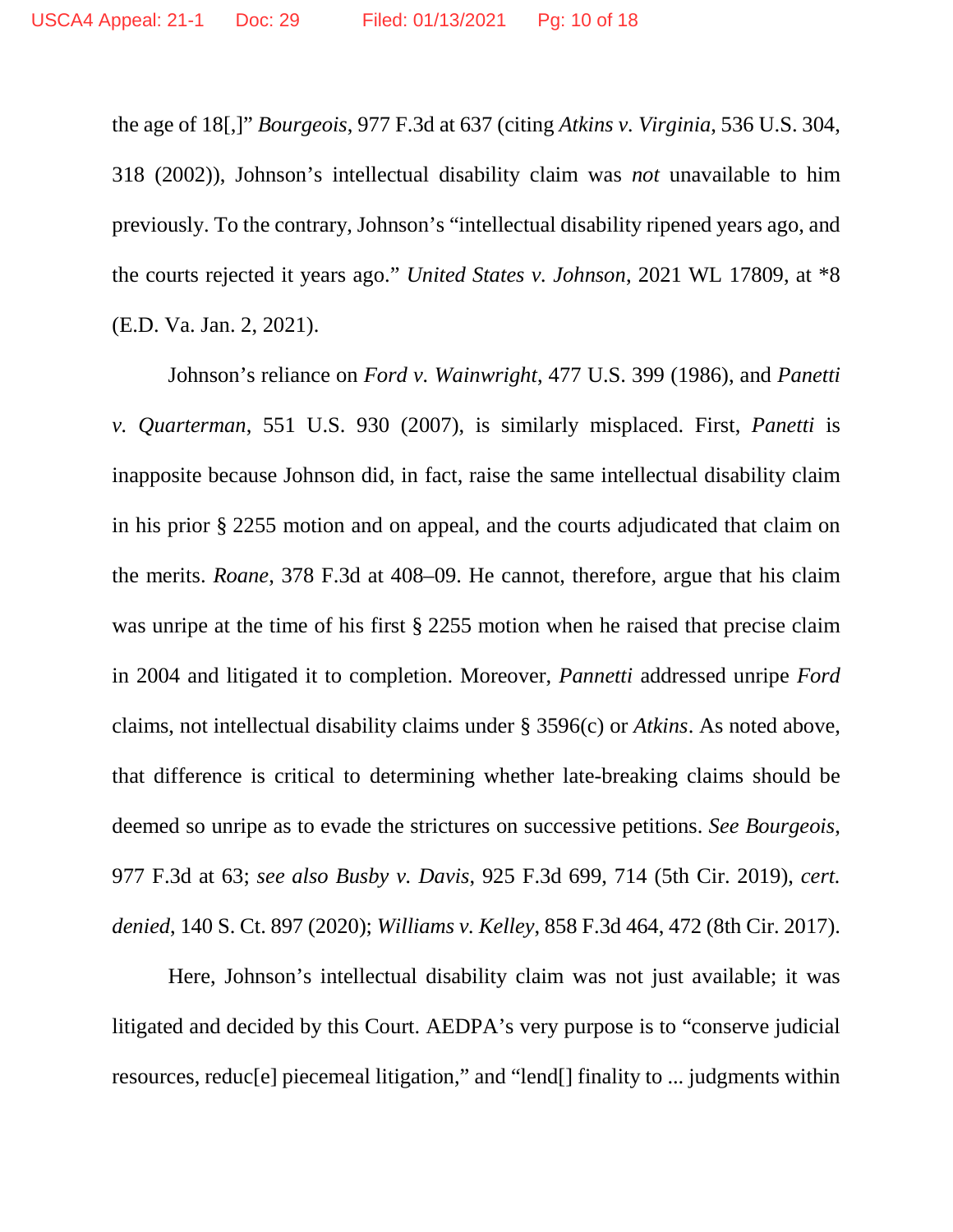the age of 18[,]" *Bourgeois*, 977 F.3d at 637 (citing *Atkins v. Virginia*, 536 U.S. 304, 318 (2002)), Johnson's intellectual disability claim was *not* unavailable to him previously. To the contrary, Johnson's "intellectual disability ripened years ago, and the courts rejected it years ago." *United States v. Johnson*, 2021 WL 17809, at *8 (E.D. Va. Jan. 2, 2021).

Johnson's reliance on *Ford v. Wainwright*, 477 U.S. 399 (1986), and *Panetti v. Quarterman*, 551 U.S. 930 (2007), is similarly misplaced. First, *Panetti* is inapposite because Johnson did, in fact, raise the same intellectual disability claim in his prior § 2255 motion and on appeal, and the courts adjudicated that claim on the merits. *Roane*, 378 F.3d at 408–09. He cannot, therefore, argue that his claim was unripe at the time of his first § 2255 motion when he raised that precise claim in 2004 and litigated it to completion. Moreover, *Pannetti* addressed unripe *Ford* claims, not intellectual disability claims under § 3596(c) or *Atkins*. As noted above, that difference is critical to determining whether late-breaking claims should be deemed so unripe as to evade the strictures on successive petitions. *See Bourgeois*, 977 F.3d at 63; *see also Busby v. Davis*, 925 F.3d 699, 714 (5th Cir. 2019), *cert. denied*, 140 S. Ct. 897 (2020); *Williams v. Kelley*, 858 F.3d 464, 472 (8th Cir. 2017).

Here, Johnson's intellectual disability claim was not just available; it was litigated and decided by this Court. AEDPA's very purpose is to "conserve judicial resources, reduc[e] piecemeal litigation," and "lend[] finality to ... judgments within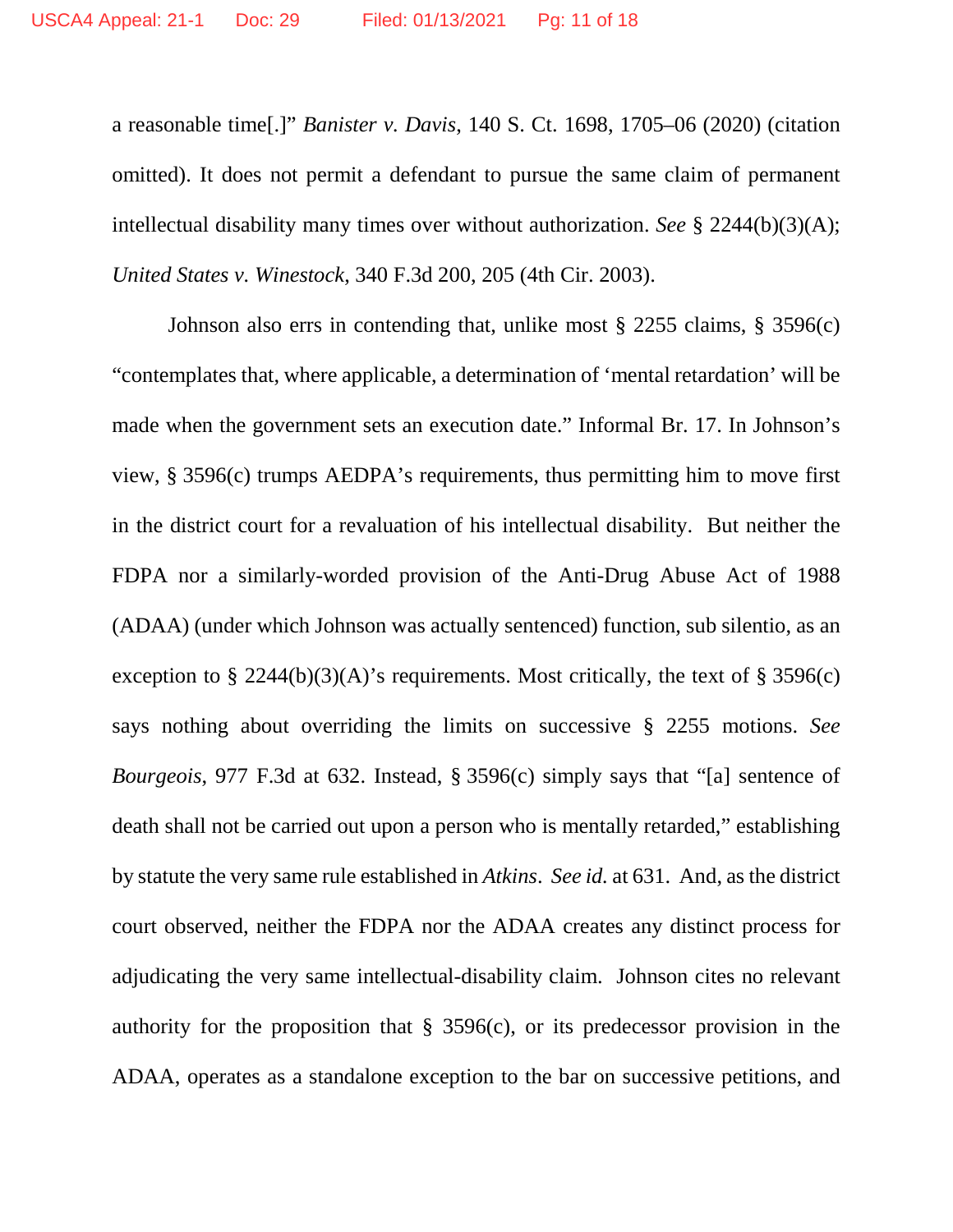a reasonable time[.]" *Banister v. Davis*, 140 S. Ct. 1698, 1705–06 (2020) (citation omitted). It does not permit a defendant to pursue the same claim of permanent intellectual disability many times over without authorization. *See* § 2244(b)(3)(A); *United States v. Winestock*, 340 F.3d 200, 205 (4th Cir. 2003).

Johnson also errs in contending that, unlike most § 2255 claims, § 3596(c) "contemplates that, where applicable, a determination of 'mental retardation' will be made when the government sets an execution date." Informal Br. 17. In Johnson's view, § 3596(c) trumps AEDPA's requirements, thus permitting him to move first in the district court for a revaluation of his intellectual disability. But neither the FDPA nor a similarly-worded provision of the Anti-Drug Abuse Act of 1988 (ADAA) (under which Johnson was actually sentenced) function, sub silentio, as an exception to § 2244(b)(3)(A)'s requirements. Most critically, the text of § 3596(c) says nothing about overriding the limits on successive § 2255 motions. *See Bourgeois*, 977 F.3d at 632. Instead, § 3596(c) simply says that "[a] sentence of death shall not be carried out upon a person who is mentally retarded," establishing by statute the very same rule established in *Atkins*. *See id.* at 631. And, as the district court observed, neither the FDPA nor the ADAA creates any distinct process for adjudicating the very same intellectual-disability claim. Johnson cites no relevant authority for the proposition that § 3596(c), or its predecessor provision in the ADAA, operates as a standalone exception to the bar on successive petitions, and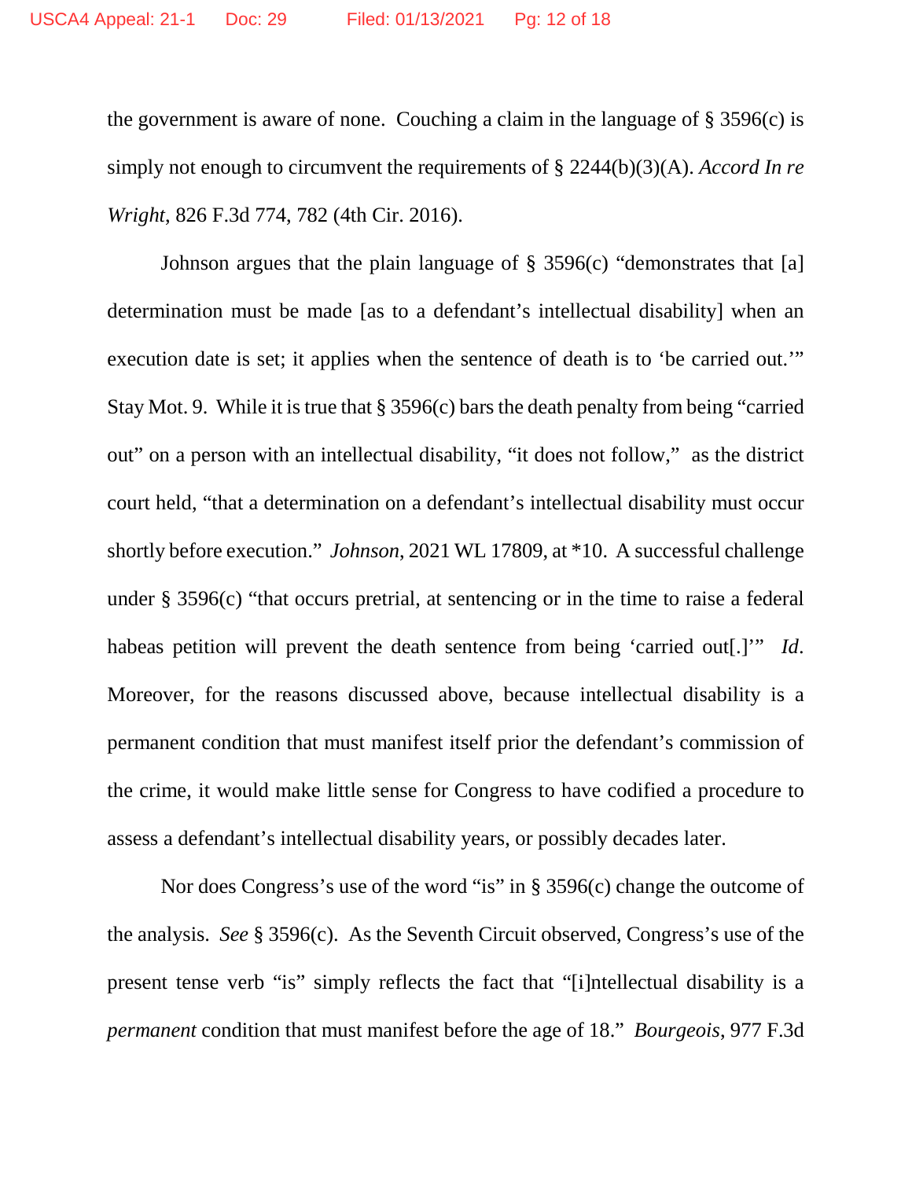the government is aware of none. Couching a claim in the language of § 3596(c) is simply not enough to circumvent the requirements of § 2244(b)(3)(A). *Accord In re Wright*, 826 F.3d 774, 782 (4th Cir. 2016).

Johnson argues that the plain language of § 3596(c) "demonstrates that [a] determination must be made [as to a defendant's intellectual disability] when an execution date is set; it applies when the sentence of death is to 'be carried out.'" Stay Mot. 9. While it is true that § 3596(c) bars the death penalty from being "carried out" on a person with an intellectual disability, "it does not follow," as the district court held, "that a determination on a defendant's intellectual disability must occur shortly before execution." *Johnson*, 2021 WL 17809, at *10. A successful challenge under § 3596(c) "that occurs pretrial, at sentencing or in the time to raise a federal habeas petition will prevent the death sentence from being 'carried out[.]'" *Id*. Moreover, for the reasons discussed above, because intellectual disability is a permanent condition that must manifest itself prior the defendant's commission of the crime, it would make little sense for Congress to have codified a procedure to assess a defendant's intellectual disability years, or possibly decades later.

Nor does Congress's use of the word "is" in § 3596(c) change the outcome of the analysis. *See* § 3596(c). As the Seventh Circuit observed, Congress's use of the present tense verb "is" simply reflects the fact that "[i]ntellectual disability is a *permanent* condition that must manifest before the age of 18." *Bourgeois*, 977 F.3d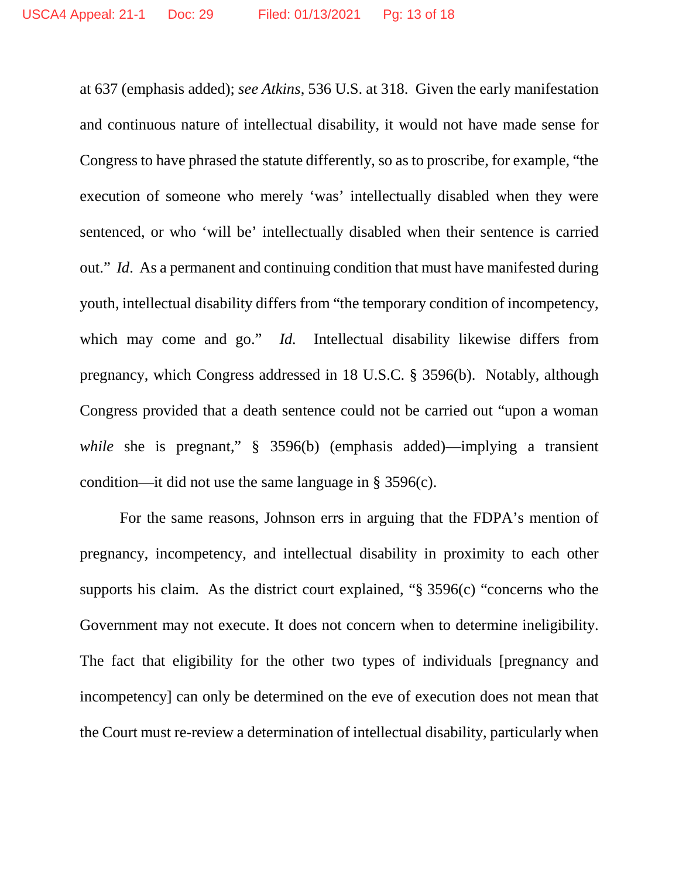at 637 (emphasis added); *see Atkins*, 536 U.S. at 318. Given the early manifestation and continuous nature of intellectual disability, it would not have made sense for Congress to have phrased the statute differently, so as to proscribe, for example, "the execution of someone who merely 'was' intellectually disabled when they were sentenced, or who 'will be' intellectually disabled when their sentence is carried out." *Id*. As a permanent and continuing condition that must have manifested during youth, intellectual disability differs from "the temporary condition of incompetency, which may come and go." *Id.* Intellectual disability likewise differs from pregnancy, which Congress addressed in 18 U.S.C. § 3596(b). Notably, although Congress provided that a death sentence could not be carried out "upon a woman *while* she is pregnant," § 3596(b) (emphasis added)—implying a transient condition—it did not use the same language in § 3596(c).

For the same reasons, Johnson errs in arguing that the FDPA's mention of pregnancy, incompetency, and intellectual disability in proximity to each other supports his claim. As the district court explained, "§ 3596(c) "concerns who the Government may not execute. It does not concern when to determine ineligibility. The fact that eligibility for the other two types of individuals [pregnancy and incompetency] can only be determined on the eve of execution does not mean that the Court must re-review a determination of intellectual disability, particularly when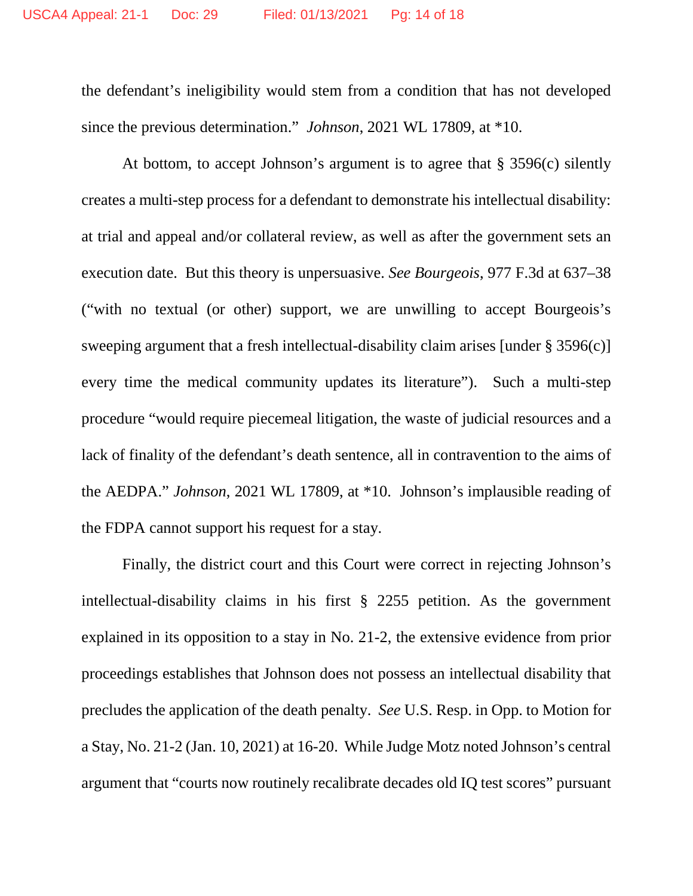the defendant's ineligibility would stem from a condition that has not developed since the previous determination." *Johnson*, 2021 WL 17809, at *10.

At bottom, to accept Johnson's argument is to agree that § 3596(c) silently creates a multi-step process for a defendant to demonstrate his intellectual disability: at trial and appeal and/or collateral review, as well as after the government sets an execution date. But this theory is unpersuasive. *See Bourgeois*, 977 F.3d at 637–38 ("with no textual (or other) support, we are unwilling to accept Bourgeois's sweeping argument that a fresh intellectual-disability claim arises [under § 3596(c)] every time the medical community updates its literature"). Such a multi-step procedure "would require piecemeal litigation, the waste of judicial resources and a lack of finality of the defendant's death sentence, all in contravention to the aims of the AEDPA." *Johnson*, 2021 WL 17809, at *10. Johnson's implausible reading of the FDPA cannot support his request for a stay.

Finally, the district court and this Court were correct in rejecting Johnson's intellectual-disability claims in his first § 2255 petition. As the government explained in its opposition to a stay in No. 21-2, the extensive evidence from prior proceedings establishes that Johnson does not possess an intellectual disability that precludes the application of the death penalty. *See* U.S. Resp. in Opp. to Motion for a Stay, No. 21-2 (Jan. 10, 2021) at 16-20. While Judge Motz noted Johnson's central argument that "courts now routinely recalibrate decades old IQ test scores" pursuant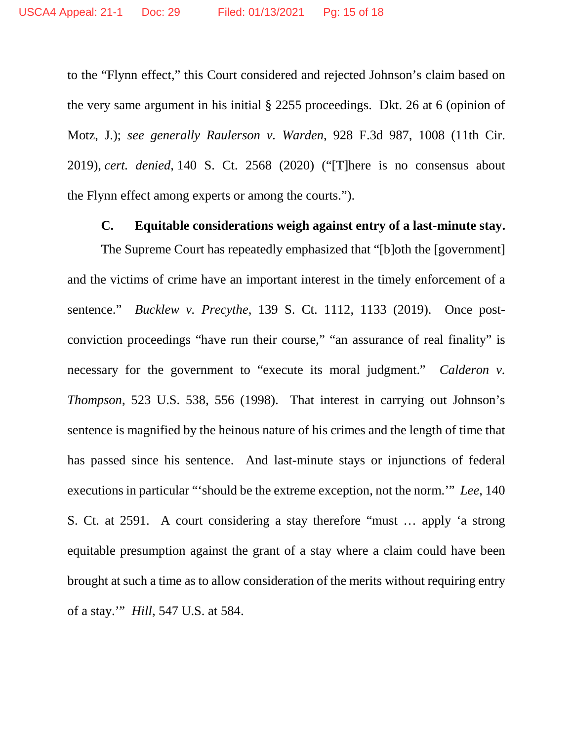to the "Flynn effect," this Court considered and rejected Johnson's claim based on the very same argument in his initial § 2255 proceedings. Dkt. 26 at 6 (opinion of Motz, J.); *see generally Raulerson v. Warden*, 928 F.3d 987, 1008 (11th Cir. 2019), *cert. denied*, 140 S. Ct. 2568 (2020) ("[T]here is no consensus about the Flynn effect among experts or among the courts.").

### C. Equitable considerations weigh against entry of a last-minute stay.

The Supreme Court has repeatedly emphasized that "[b]oth the [government] and the victims of crime have an important interest in the timely enforcement of a sentence." *Bucklew v. Precythe*, 139 S. Ct. 1112, 1133 (2019). Once post-conviction proceedings "have run their course," "an assurance of real finality" is necessary for the government to "execute its moral judgment." *Calderon v. Thompson*, 523 U.S. 538, 556 (1998). That interest in carrying out Johnson's sentence is magnified by the heinous nature of his crimes and the length of time that has passed since his sentence. And last-minute stays or injunctions of federal executions in particular "'should be the extreme exception, not the norm.'" *Lee*, 140 S. Ct. at 2591. A court considering a stay therefore "must … apply 'a strong equitable presumption against the grant of a stay where a claim could have been brought at such a time as to allow consideration of the merits without requiring entry of a stay.'" *Hill*, 547 U.S. at 584.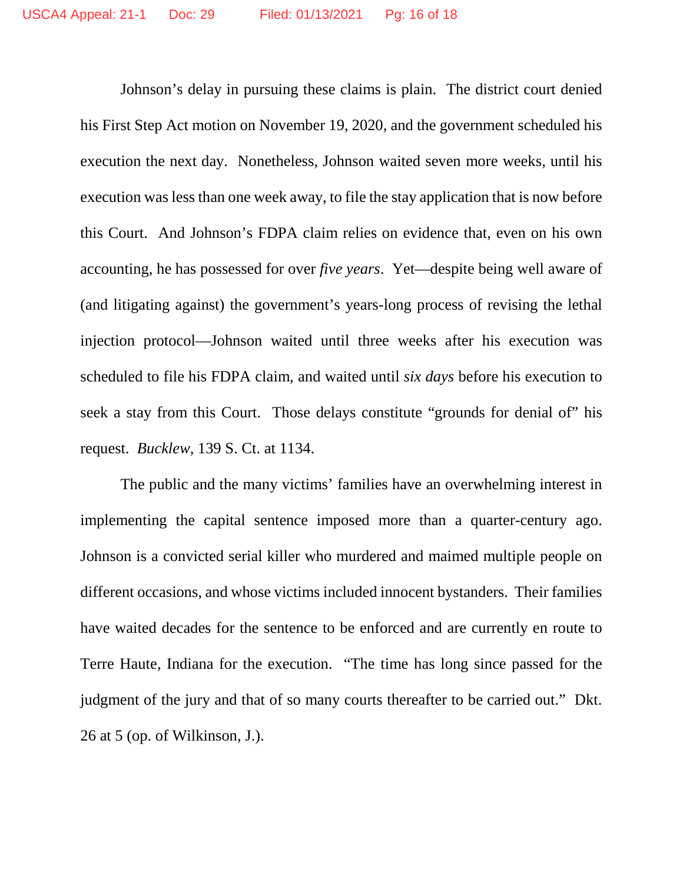Johnson's delay in pursuing these claims is plain. The district court denied his First Step Act motion on November 19, 2020, and the government scheduled his execution the next day. Nonetheless, Johnson waited seven more weeks, until his execution was less than one week away, to file the stay application that is now before this Court. And Johnson's FDPA claim relies on evidence that, even on his own accounting, he has possessed for over *five years*. Yet—despite being well aware of (and litigating against) the government's years-long process of revising the lethal injection protocol—Johnson waited until three weeks after his execution was scheduled to file his FDPA claim, and waited until *six days* before his execution to seek a stay from this Court. Those delays constitute "grounds for denial of" his request. *Bucklew*, 139 S. Ct. at 1134.

The public and the many victims' families have an overwhelming interest in implementing the capital sentence imposed more than a quarter-century ago. Johnson is a convicted serial killer who murdered and maimed multiple people on different occasions, and whose victims included innocent bystanders. Their families have waited decades for the sentence to be enforced and are currently en route to Terre Haute, Indiana for the execution. "The time has long since passed for the judgment of the jury and that of so many courts thereafter to be carried out." Dkt. 26 at 5 (op. of Wilkinson, J.).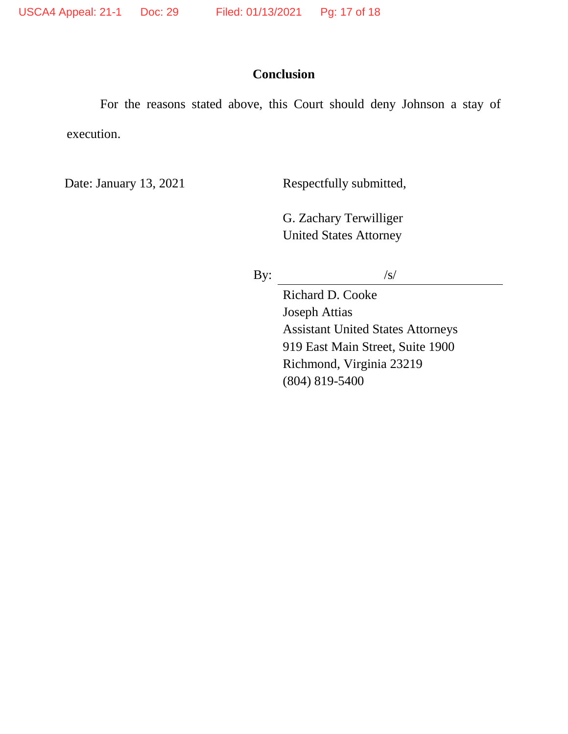## Conclusion

For the reasons stated above, this Court should deny Johnson a stay of execution.

Date: January 13, 2021

Respectfully submitted,

G. Zachary Terwilliger
United States Attorney

By: /s/

Richard D. Cooke
Joseph Attias
Assistant United States Attorneys
919 East Main Street, Suite 1900
Richmond, Virginia 23219
(804) 819-5400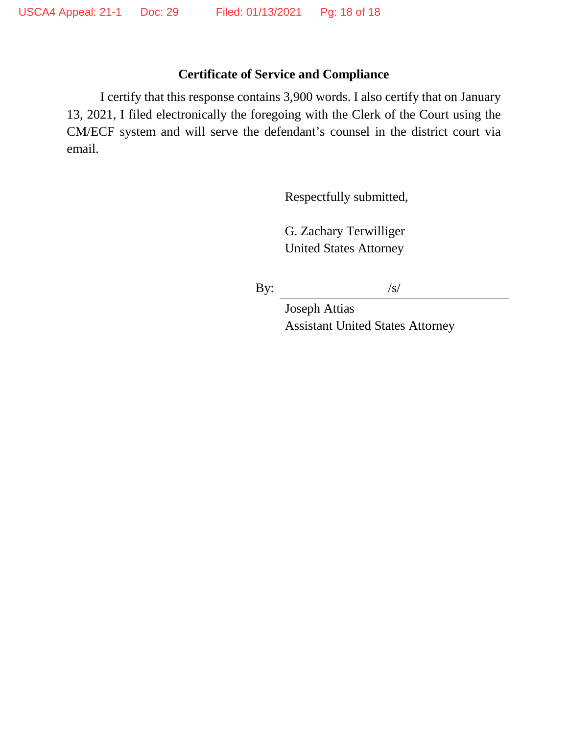**Certificate of Service and Compliance**

I certify that this response contains 3,900 words. I also certify that on January 13, 2021, I filed electronically the foregoing with the Clerk of the Court using the CM/ECF system and will serve the defendant's counsel in the district court via email.

Respectfully submitted,

G. Zachary Terwilliger
United States Attorney

By: /s/

Joseph Attias
Assistant United States Attorney